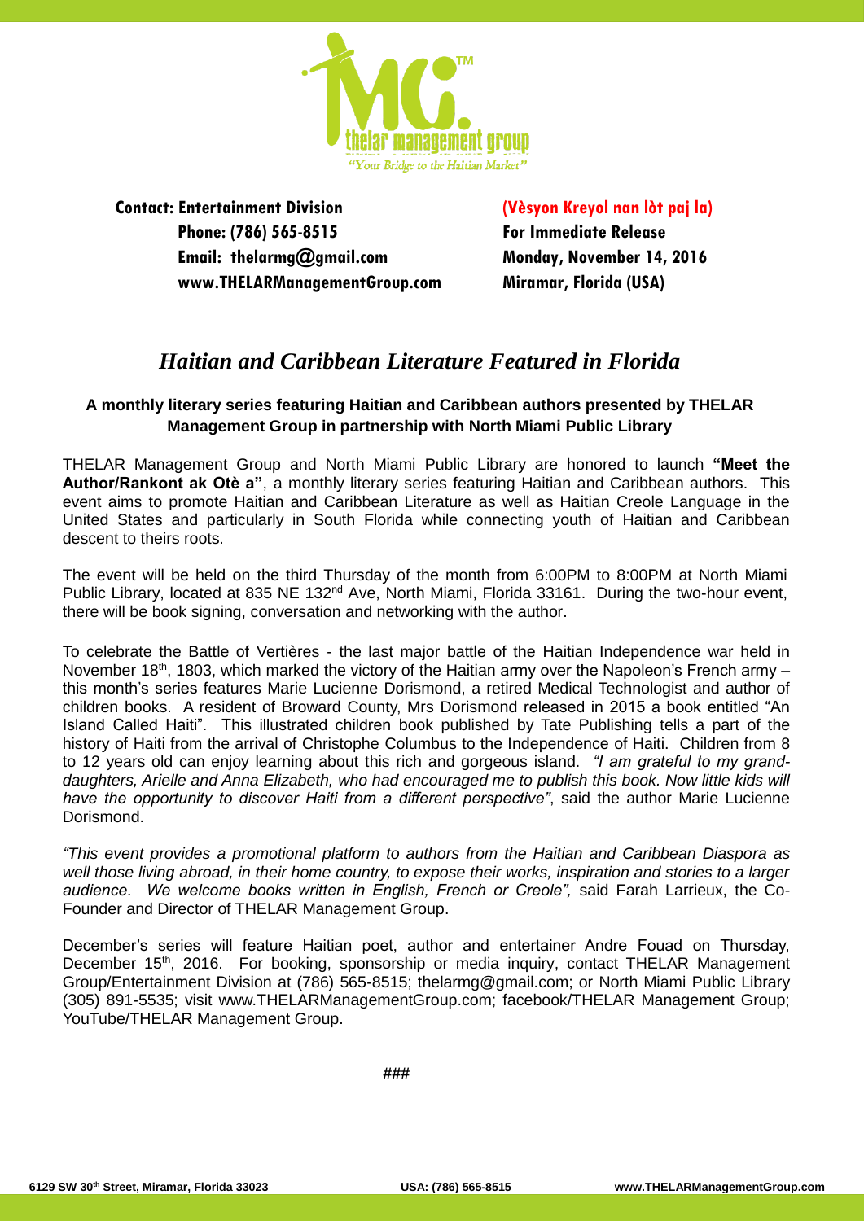thelar management group

"Your Bridge to the Haitian Market"

**Contact: Entertainment Division**
**Phone: (786) 565-8515**
**Email: thelarmg@gmail.com**
**www.THELARManagementGroup.com**

**(Vèsyon Kreyol nan lòt paj la)**
**For Immediate Release**
**Monday, November 14, 2016**
**Miramar, Florida (USA)**

# *Haitian and Caribbean Literature Featured in Florida*

**A monthly literary series featuring Haitian and Caribbean authors presented by THELAR Management Group in partnership with North Miami Public Library**

THELAR Management Group and North Miami Public Library are honored to launch **"Meet the Author/Rankont ak Otè a"**, a monthly literary series featuring Haitian and Caribbean authors. This event aims to promote Haitian and Caribbean Literature as well as Haitian Creole Language in the United States and particularly in South Florida while connecting youth of Haitian and Caribbean descent to theirs roots.

The event will be held on the third Thursday of the month from 6:00PM to 8:00PM at North Miami Public Library, located at 835 NE 132nd Ave, North Miami, Florida 33161. During the two-hour event, there will be book signing, conversation and networking with the author.

To celebrate the Battle of Vertières - the last major battle of the Haitian Independence war held in November 18th, 1803, which marked the victory of the Haitian army over the Napoleon's French army – this month's series features Marie Lucienne Dorismond, a retired Medical Technologist and author of children books. A resident of Broward County, Mrs Dorismond released in 2015 a book entitled "An Island Called Haiti". This illustrated children book published by Tate Publishing tells a part of the history of Haiti from the arrival of Christophe Columbus to the Independence of Haiti. Children from 8 to 12 years old can enjoy learning about this rich and gorgeous island. *"I am grateful to my grand-daughters, Arielle and Anna Elizabeth, who had encouraged me to publish this book. Now little kids will have the opportunity to discover Haiti from a different perspective"*, said the author Marie Lucienne Dorismond.

*"This event provides a promotional platform to authors from the Haitian and Caribbean Diaspora as well those living abroad, in their home country, to expose their works, inspiration and stories to a larger audience. We welcome books written in English, French or Creole",* said Farah Larrieux, the Co-Founder and Director of THELAR Management Group.

December's series will feature Haitian poet, author and entertainer Andre Fouad on Thursday, December 15th, 2016. For booking, sponsorship or media inquiry, contact THELAR Management Group/Entertainment Division at (786) 565-8515; thelarmg@gmail.com; or North Miami Public Library (305) 891-5535; visit www.THELARManagementGroup.com; facebook/THELAR Management Group; YouTube/THELAR Management Group.

###

6129 SW 30th Street, Miramar, Florida 33023 | USA: (786) 565-8515 | www.THELARManagementGroup.com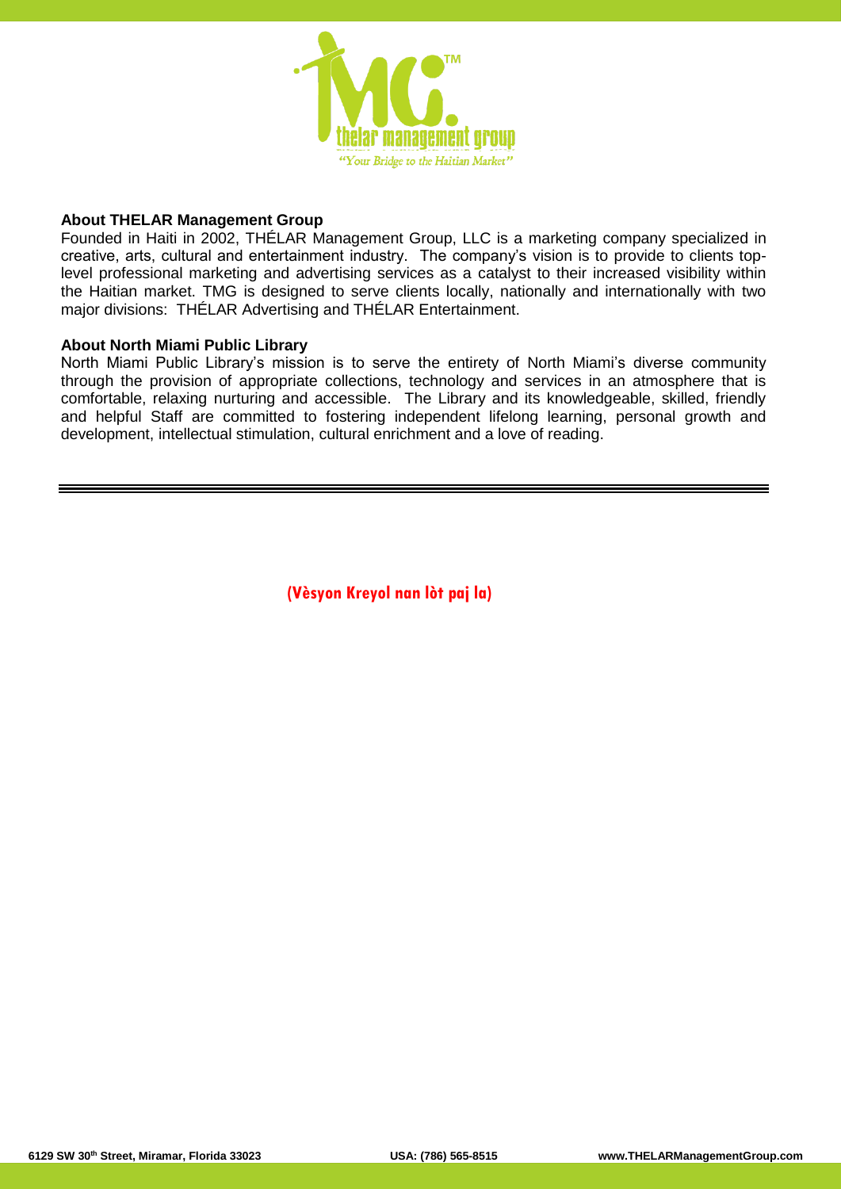**About THELAR Management Group**

Founded in Haiti in 2002, THÉLAR Management Group, LLC is a marketing company specialized in creative, arts, cultural and entertainment industry. The company's vision is to provide to clients top-level professional marketing and advertising services as a catalyst to their increased visibility within the Haitian market. TMG is designed to serve clients locally, nationally and internationally with two major divisions: THÉLAR Advertising and THÉLAR Entertainment.

**About North Miami Public Library**

North Miami Public Library's mission is to serve the entirety of North Miami's diverse community through the provision of appropriate collections, technology and services in an atmosphere that is comfortable, relaxing nurturing and accessible. The Library and its knowledgeable, skilled, friendly and helpful Staff are committed to fostering independent lifelong learning, personal growth and development, intellectual stimulation, cultural enrichment and a love of reading.

---

**(Vèsyon Kreyol nan lòt paj la)**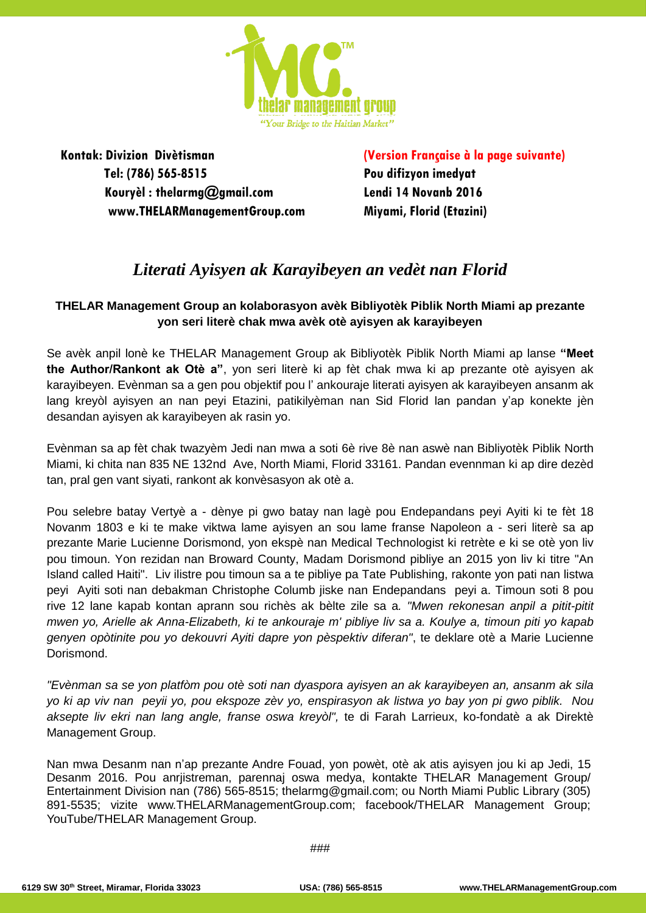Kontak: Divizion Divètisman
Tel: (786) 565-8515
Kouryèl : thelarmg@gmail.com
www.THELARManagementGroup.com

(Version Française à la page suivante)
Pou difizyon imedyat
Lendi 14 Novanb 2016
Miyami, Florid (Etazini)

# *Literati Ayisyen ak Karayibeyen an vedèt nan Florid*

**THELAR Management Group an kolaborasyon avèk Bibliyotèk Piblik North Miami ap prezante yon seri literè chak mwa avèk otè ayisyen ak karayibeyen**

Se avèk anpil lonè ke THELAR Management Group ak Bibliyotèk Piblik North Miami ap lanse **"Meet the Author/Rankont ak Otè a"**, yon seri literè ki ap fèt chak mwa ki ap prezante otè ayisyen ak karayibeyen. Evènman sa a gen pou objektif pou l' ankouraje literati ayisyen ak karayibeyen ansanm ak lang kreyòl ayisyen an nan peyi Etazini, patikilyèman nan Sid Florid lan pandan y'ap konekte jèn desandan ayisyen ak karayibeyen ak rasin yo.

Evènman sa ap fèt chak twazyèm Jedi nan mwa a soti 6è rive 8è nan aswè nan Bibliyotèk Piblik North Miami, ki chita nan 835 NE 132nd Ave, North Miami, Florid 33161. Pandan evennman ki ap dire dezèd tan, pral gen vant siyati, rankont ak konvèsasyon ak otè a.

Pou selebre batay Vertyè a - dènye pi gwo batay nan lagè pou Endepandans peyi Ayiti ki te fèt 18 Novanm 1803 e ki te make viktwa lame ayisyen an sou lame franse Napoleon a - seri literè sa ap prezante Marie Lucienne Dorismond, yon ekspè nan Medical Technologist ki retrète e ki se otè yon liv pou timoun. Yon rezidan nan Broward County, Madam Dorismond pibliye an 2015 yon liv ki titre "An Island called Haiti". Liv ilistre pou timoun sa a te pibliye pa Tate Publishing, rakonte yon pati nan listwa peyi Ayiti soti nan debakman Christophe Columb jiske nan Endepandans peyi a. Timoun soti 8 pou rive 12 lane kapab kontan aprann sou richès ak bèlte zile sa a. *"Mwen rekonesan anpil a pitit-pitit mwen yo, Arielle ak Anna-Elizabeth, ki te ankouraje m' pibliye liv sa a. Koulye a, timoun piti yo kapab genyen opòtinite pou yo dekouvri Ayiti dapre yon pèspektiv diferan"*, te deklare otè a Marie Lucienne Dorismond.

*"Evènman sa se yon platfòm pou otè soti nan dyaspora ayisyen an ak karayibeyen an, ansanm ak sila yo ki ap viv nan peyii yo, pou ekspoze zèv yo, enspirasyon ak listwa yo bay yon pi gwo piblik. Nou aksepte liv ekri nan lang angle, franse oswa kreyòl",* te di Farah Larrieux, ko-fondatè a ak Direktè Management Group.

Nan mwa Desanm nan n'ap prezante Andre Fouad, yon powèt, otè ak atis ayisyen jou ki ap Jedi, 15 Desanm 2016. Pou anrjistreman, parennaj oswa medya, kontakte THELAR Management Group/ Entertainment Division nan (786) 565-8515; thelarmg@gmail.com; ou North Miami Public Library (305) 891-5535; vizite www.THELARManagementGroup.com; facebook/THELAR Management Group; YouTube/THELAR Management Group.

###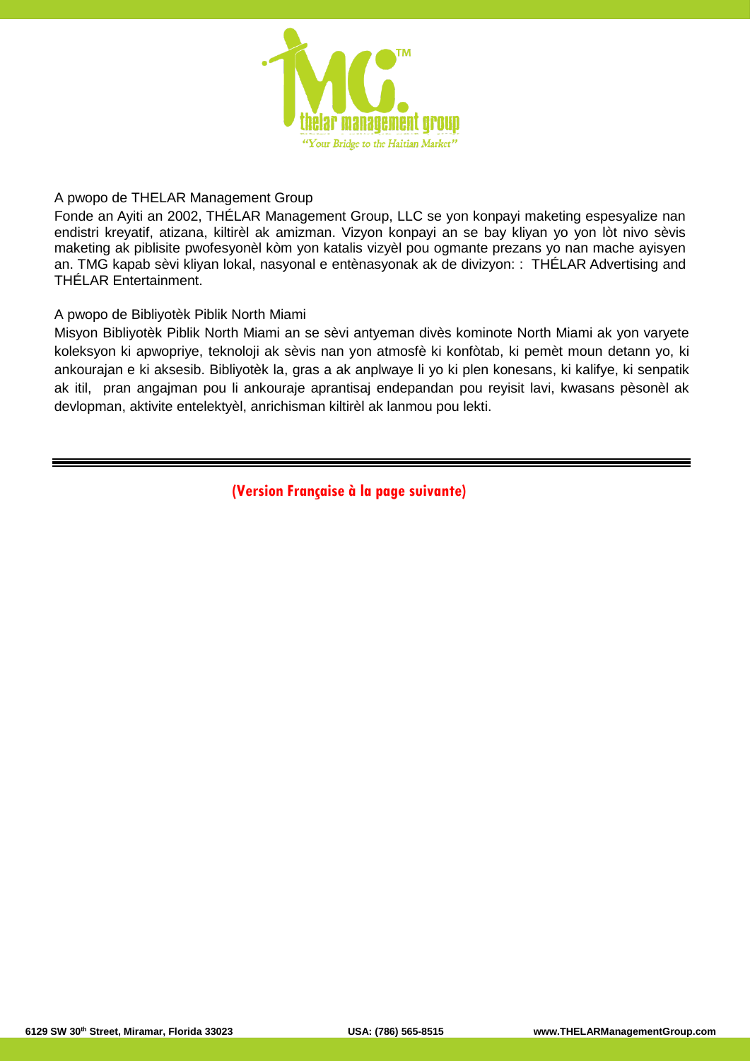A pwopo de THELAR Management Group

Fonde an Ayiti an 2002, THÉLAR Management Group, LLC se yon konpayi maketing espesyalize nan endistri kreyatif, atizana, kiltirèl ak amizman. Vizyon konpayi an se bay kliyan yo yon lòt nivo sèvis maketing ak piblisite pwofesyonèl kòm yon katalis vizyèl pou ogmante prezans yo nan mache ayisyen an. TMG kapab sèvi kliyan lokal, nasyonal e entènasyonak ak de divizyon: : THÉLAR Advertising and THÉLAR Entertainment.

A pwopo de Bibliyotèk Piblik North Miami

Misyon Bibliyotèk Piblik North Miami an se sèvi antyeman divès kominote North Miami ak yon varyete koleksyon ki apwopriye, teknoloji ak sèvis nan yon atmosfè ki konfòtab, ki pemèt moun detann yo, ki ankourajan e ki aksesib. Bibliyotèk la, gras a ak anplwaye li yo ki plen konesans, ki kalifye, ki senpatik ak itil, pran angajman pou li ankouraje aprantisaj endepandan pou reyisit lavi, kwasans pèsonèl ak devlopman, aktivite entelektyèl, anrichisman kiltirèl ak lanmou pou lekti.

---

**(Version Française à la page suivante)**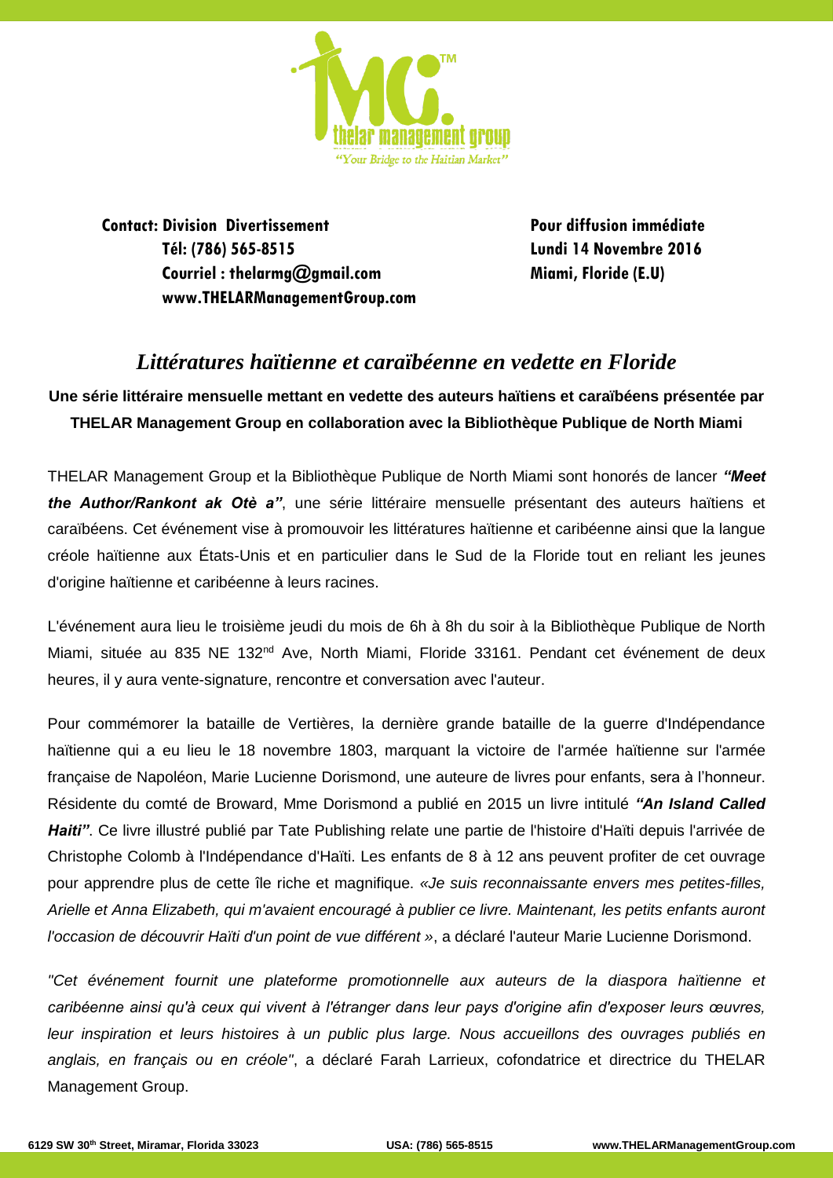**Contact: Division Divertissement**
**Tél: (786) 565-8515**
**Courriel : thelarmg@gmail.com**
**www.THELARManagementGroup.com**

**Pour diffusion immédiate**
**Lundi 14 Novembre 2016**
**Miami, Floride (E.U)**

# *Littératures haïtienne et caraïbéenne en vedette en Floride*

**Une série littéraire mensuelle mettant en vedette des auteurs haïtiens et caraïbéens présentée par THELAR Management Group en collaboration avec la Bibliothèque Publique de North Miami**

THELAR Management Group et la Bibliothèque Publique de North Miami sont honorés de lancer ***"Meet the Author/Rankont ak Otè a"***, une série littéraire mensuelle présentant des auteurs haïtiens et caraïbéens. Cet événement vise à promouvoir les littératures haïtienne et caribéenne ainsi que la langue créole haïtienne aux États-Unis et en particulier dans le Sud de la Floride tout en reliant les jeunes d'origine haïtienne et caribéenne à leurs racines.

L'événement aura lieu le troisième jeudi du mois de 6h à 8h du soir à la Bibliothèque Publique de North Miami, située au 835 NE 132nd Ave, North Miami, Floride 33161. Pendant cet événement de deux heures, il y aura vente-signature, rencontre et conversation avec l'auteur.

Pour commémorer la bataille de Vertières, la dernière grande bataille de la guerre d'Indépendance haïtienne qui a eu lieu le 18 novembre 1803, marquant la victoire de l'armée haïtienne sur l'armée française de Napoléon, Marie Lucienne Dorismond, une auteure de livres pour enfants, sera à l'honneur. Résidente du comté de Broward, Mme Dorismond a publié en 2015 un livre intitulé ***"An Island Called Haiti"***. Ce livre illustré publié par Tate Publishing relate une partie de l'histoire d'Haïti depuis l'arrivée de Christophe Colomb à l'Indépendance d'Haïti. Les enfants de 8 à 12 ans peuvent profiter de cet ouvrage pour apprendre plus de cette île riche et magnifique. *«Je suis reconnaissante envers mes petites-filles, Arielle et Anna Elizabeth, qui m'avaient encouragé à publier ce livre. Maintenant, les petits enfants auront l'occasion de découvrir Haïti d'un point de vue différent »*, a déclaré l'auteur Marie Lucienne Dorismond.

*"Cet événement fournit une plateforme promotionnelle aux auteurs de la diaspora haïtienne et caribéenne ainsi qu'à ceux qui vivent à l'étranger dans leur pays d'origine afin d'exposer leurs œuvres, leur inspiration et leurs histoires à un public plus large. Nous accueillons des ouvrages publiés en anglais, en français ou en créole"*, a déclaré Farah Larrieux, cofondatrice et directrice du THELAR Management Group.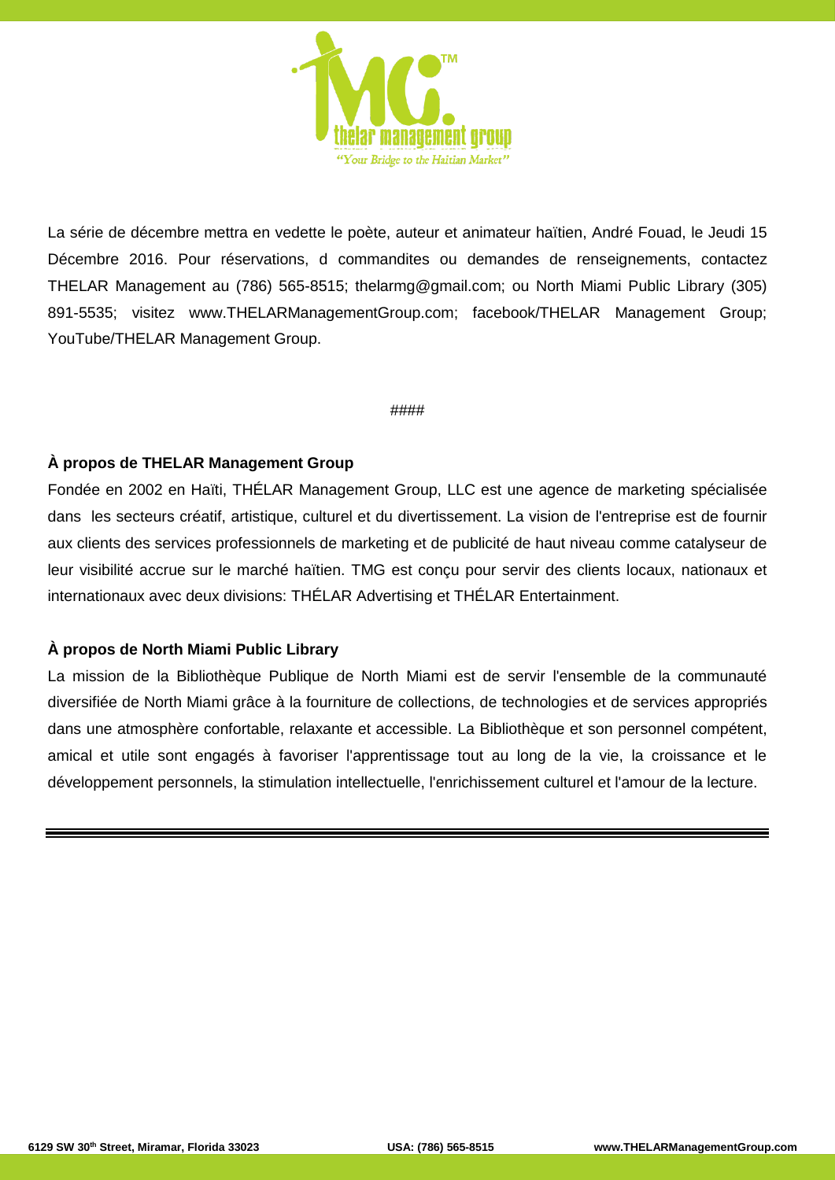La série de décembre mettra en vedette le poète, auteur et animateur haïtien, André Fouad, le Jeudi 15 Décembre 2016. Pour réservations, d commandites ou demandes de renseignements, contactez THELAR Management au (786) 565-8515; thelarmg@gmail.com; ou North Miami Public Library (305) 891-5535; visitez www.THELARManagementGroup.com; facebook/THELAR Management Group; YouTube/THELAR Management Group.

####

**À propos de THELAR Management Group**

Fondée en 2002 en Haïti, THÉLAR Management Group, LLC est une agence de marketing spécialisée dans les secteurs créatif, artistique, culturel et du divertissement. La vision de l'entreprise est de fournir aux clients des services professionnels de marketing et de publicité de haut niveau comme catalyseur de leur visibilité accrue sur le marché haïtien. TMG est conçu pour servir des clients locaux, nationaux et internationaux avec deux divisions: THÉLAR Advertising et THÉLAR Entertainment.

**À propos de North Miami Public Library**

La mission de la Bibliothèque Publique de North Miami est de servir l'ensemble de la communauté diversifiée de North Miami grâce à la fourniture de collections, de technologies et de services appropriés dans une atmosphère confortable, relaxante et accessible. La Bibliothèque et son personnel compétent, amical et utile sont engagés à favoriser l'apprentissage tout au long de la vie, la croissance et le développement personnels, la stimulation intellectuelle, l'enrichissement culturel et l'amour de la lecture.